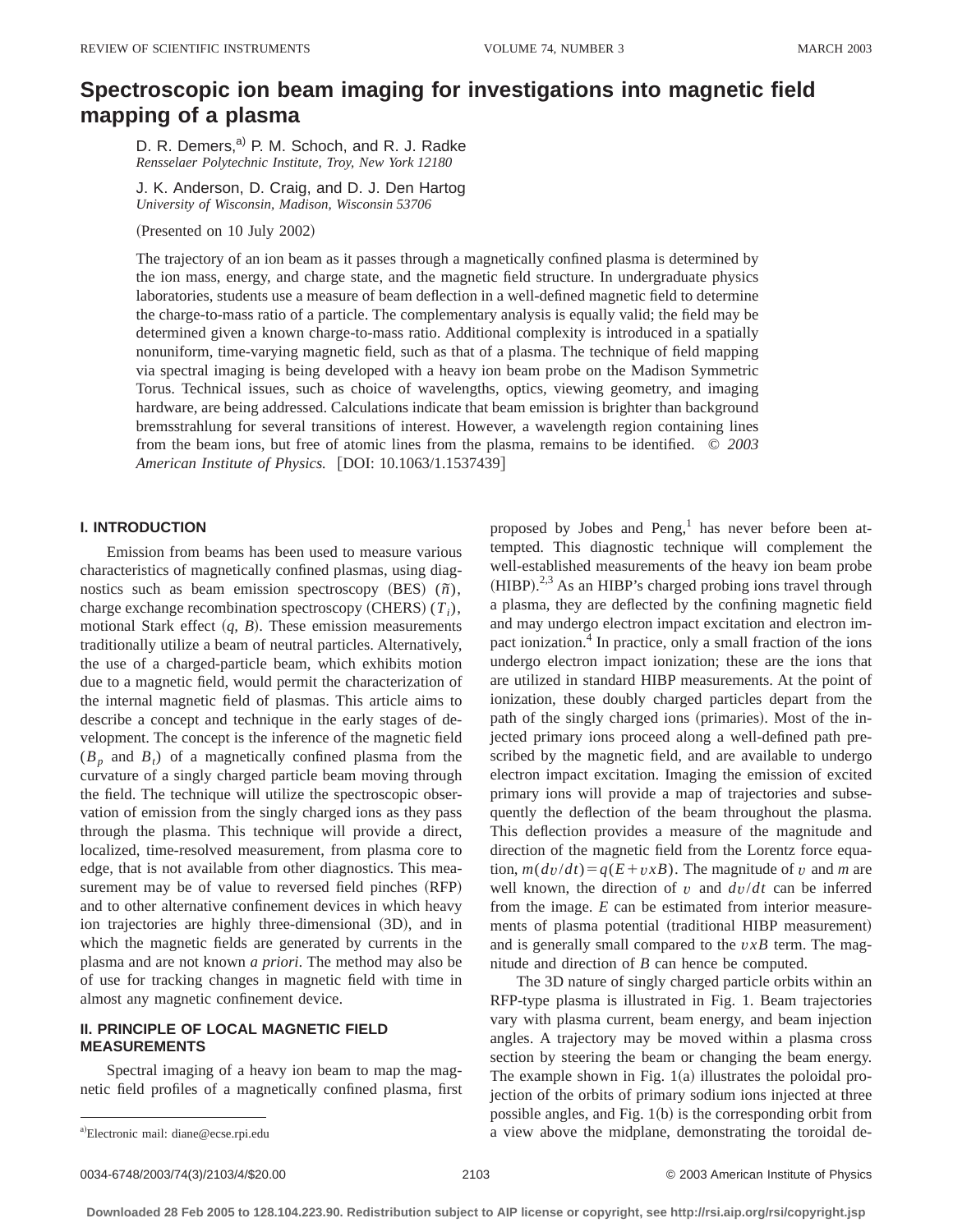# Spectroscopic ion beam imaging for investigations into magnetic field mapping of a plasma

D. R. Demers,[a] P. M. Schoch, and R. J. Radke
*Rensselaer Polytechnic Institute, Troy, New York 12180*

J. K. Anderson, D. Craig, and D. J. Den Hartog
*University of Wisconsin, Madison, Wisconsin 53706*

(Presented on 10 July 2002)

The trajectory of an ion beam as it passes through a magnetically confined plasma is determined by the ion mass, energy, and charge state, and the magnetic field structure. In undergraduate physics laboratories, students use a measure of beam deflection in a well-defined magnetic field to determine the charge-to-mass ratio of a particle. The complementary analysis is equally valid; the field may be determined given a known charge-to-mass ratio. Additional complexity is introduced in a spatially nonuniform, time-varying magnetic field, such as that of a plasma. The technique of field mapping via spectral imaging is being developed with a heavy ion beam probe on the Madison Symmetric Torus. Technical issues, such as choice of wavelengths, optics, viewing geometry, and imaging hardware, are being addressed. Calculations indicate that beam emission is brighter than background bremsstrahlung for several transitions of interest. However, a wavelength region containing lines from the beam ions, but free of atomic lines from the plasma, remains to be identified. © *2003 American Institute of Physics.* [DOI: 10.1063/1.1537439]

## I. INTRODUCTION

Emission from beams has been used to measure various characteristics of magnetically confined plasmas, using diagnostics such as beam emission spectroscopy (BES) ($\tilde{n}$), charge exchange recombination spectroscopy (CHERS) ($T_i$), motional Stark effect ($q$, $B$). These emission measurements traditionally utilize a beam of neutral particles. Alternatively, the use of a charged-particle beam, which exhibits motion due to a magnetic field, would permit the characterization of the internal magnetic field of plasmas. This article aims to describe a concept and technique in the early stages of development. The concept is the inference of the magnetic field ($B_p$ and $B_t$) of a magnetically confined plasma from the curvature of a singly charged particle beam moving through the field. The technique will utilize the spectroscopic observation of emission from the singly charged ions as they pass through the plasma. This technique will provide a direct, localized, time-resolved measurement, from plasma core to edge, that is not available from other diagnostics. This measurement may be of value to reversed field pinches (RFP) and to other alternative confinement devices in which heavy ion trajectories are highly three-dimensional (3D), and in which the magnetic fields are generated by currents in the plasma and are not known *a priori*. The method may also be of use for tracking changes in magnetic field with time in almost any magnetic confinement device.

## II. PRINCIPLE OF LOCAL MAGNETIC FIELD MEASUREMENTS

Spectral imaging of a heavy ion beam to map the magnetic field profiles of a magnetically confined plasma, first proposed by Jobes and Peng,[1] has never before been attempted. This diagnostic technique will complement the well-established measurements of the heavy ion beam probe (HIBP).[2,3] As an HIBP's charged probing ions travel through a plasma, they are deflected by the confining magnetic field and may undergo electron impact excitation and electron impact ionization.[4] In practice, only a small fraction of the ions undergo electron impact ionization; these are the ions that are utilized in standard HIBP measurements. At the point of ionization, these doubly charged particles depart from the path of the singly charged ions (primaries). Most of the injected primary ions proceed along a well-defined path prescribed by the magnetic field, and are available to undergo electron impact excitation. Imaging the emission of excited primary ions will provide a map of trajectories and subsequently the deflection of the beam throughout the plasma. This deflection provides a measure of the magnitude and direction of the magnetic field from the Lorentz force equation, $m(dv/dt) = q(E + vxB)$. The magnitude of $v$ and $m$ are well known, the direction of $v$ and $dv/dt$ can be inferred from the image. $E$ can be estimated from interior measurements of plasma potential (traditional HIBP measurement) and is generally small compared to the $vxB$ term. The magnitude and direction of $B$ can hence be computed.

The 3D nature of singly charged particle orbits within an RFP-type plasma is illustrated in Fig. 1. Beam trajectories vary with plasma current, beam energy, and beam injection angles. A trajectory may be moved within a plasma cross section by steering the beam or changing the beam energy. The example shown in Fig. 1(a) illustrates the poloidal projection of the orbits of primary sodium ions injected at three possible angles, and Fig. 1(b) is the corresponding orbit from a view above the midplane, demonstrating the toroidal de-

[a] Electronic mail: diane@ecse.rpi.edu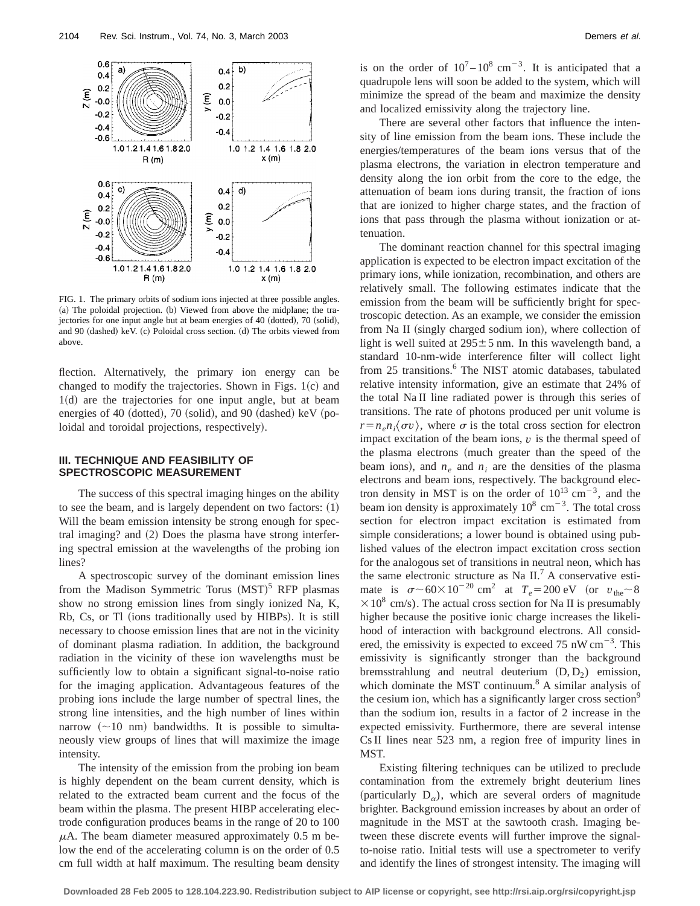FIG. 1. The primary orbits of sodium ions injected at three possible angles. (a) The poloidal projection. (b) Viewed from above the midplane; the trajectories for one input angle but at beam energies of 40 (dotted), 70 (solid), and 90 (dashed) keV. (c) Poloidal cross section. (d) The orbits viewed from above.

flection. Alternatively, the primary ion energy can be changed to modify the trajectories. Shown in Figs. 1(c) and 1(d) are the trajectories for one input angle, but at beam energies of 40 (dotted), 70 (solid), and 90 (dashed) keV (poloidal and toroidal projections, respectively).

### III. TECHNIQUE AND FEASIBILITY OF SPECTROSCOPIC MEASUREMENT

The success of this spectral imaging hinges on the ability to see the beam, and is largely dependent on two factors: (1) Will the beam emission intensity be strong enough for spectral imaging? and (2) Does the plasma have strong interfering spectral emission at the wavelengths of the probing ion lines?

A spectroscopic survey of the dominant emission lines from the Madison Symmetric Torus (MST)[5] RFP plasmas show no strong emission lines from singly ionized Na, K, Rb, Cs, or Tl (ions traditionally used by HIBPs). It is still necessary to choose emission lines that are not in the vicinity of dominant plasma radiation. In addition, the background radiation in the vicinity of these ion wavelengths must be sufficiently low to obtain a significant signal-to-noise ratio for the imaging application. Advantageous features of the probing ions include the large number of spectral lines, the strong line intensities, and the high number of lines within narrow (~10 nm) bandwidths. It is possible to simultaneously view groups of lines that will maximize the image intensity.

The intensity of the emission from the probing ion beam is highly dependent on the beam current density, which is related to the extracted beam current and the focus of the beam within the plasma. The present HIBP accelerating electrode configuration produces beams in the range of 20 to 100 $\mu$A. The beam diameter measured approximately 0.5 m below the end of the accelerating column is on the order of 0.5 cm full width at half maximum. The resulting beam density is on the order of $10^7$–$10^8$ cm$^{-3}$. It is anticipated that a quadrupole lens will soon be added to the system, which will minimize the spread of the beam and maximize the density and localized emissivity along the trajectory line.

There are several other factors that influence the intensity of line emission from the beam ions. These include the energies/temperatures of the beam ions versus that of the plasma electrons, the variation in electron temperature and density along the ion orbit from the core to the edge, the attenuation of beam ions during transit, the fraction of ions that are ionized to higher charge states, and the fraction of ions that pass through the plasma without ionization or attenuation.

The dominant reaction channel for this spectral imaging application is expected to be electron impact excitation of the primary ions, while ionization, recombination, and others are relatively small. The following estimates indicate that the emission from the beam will be sufficiently bright for spectroscopic detection. As an example, we consider the emission from Na II (singly charged sodium ion), where collection of light is well suited at $295 \pm 5$ nm. In this wavelength band, a standard 10-nm-wide interference filter will collect light from 25 transitions.[6] The NIST atomic databases, tabulated relative intensity information, give an estimate that 24% of the total Na II line radiated power is through this series of transitions. The rate of photons produced per unit volume is $r = n_e n_i \langle \sigma v \rangle$, where $\sigma$ is the total cross section for electron impact excitation of the beam ions, $v$ is the thermal speed of the plasma electrons (much greater than the speed of the beam ions), and $n_e$ and $n_i$ are the densities of the plasma electrons and beam ions, respectively. The background electron density in MST is on the order of $10^{13}$ cm$^{-3}$, and the beam ion density is approximately $10^8$ cm$^{-3}$. The total cross section for electron impact excitation is estimated from simple considerations; a lower bound is obtained using published values of the electron impact excitation cross section for the analogous set of transitions in neutral neon, which has the same electronic structure as Na II.[7] A conservative estimate is $\sigma \sim 60 \times 10^{-20}$ cm$^2$ at $T_e = 200$ eV (or $v_{\text{the}} \sim 8 \times 10^8$ cm/s). The actual cross section for Na II is presumably higher because the positive ionic charge increases the likelihood of interaction with background electrons. All considered, the emissivity is expected to exceed 75 nW cm$^{-3}$. This emissivity is significantly stronger than the background bremsstrahlung and neutral deuterium ($D, D_2$) emission, which dominate the MST continuum.[8] A similar analysis of the cesium ion, which has a significantly larger cross section[9] than the sodium ion, results in a factor of 2 increase in the expected emissivity. Furthermore, there are several intense Cs II lines near 523 nm, a region free of impurity lines in MST.

Existing filtering techniques can be utilized to preclude contamination from the extremely bright deuterium lines (particularly $D_\alpha$), which are several orders of magnitude brighter. Background emission increases by about an order of magnitude in the MST at the sawtooth crash. Imaging between these discrete events will further improve the signal-to-noise ratio. Initial tests will use a spectrometer to verify and identify the lines of strongest intensity. The imaging will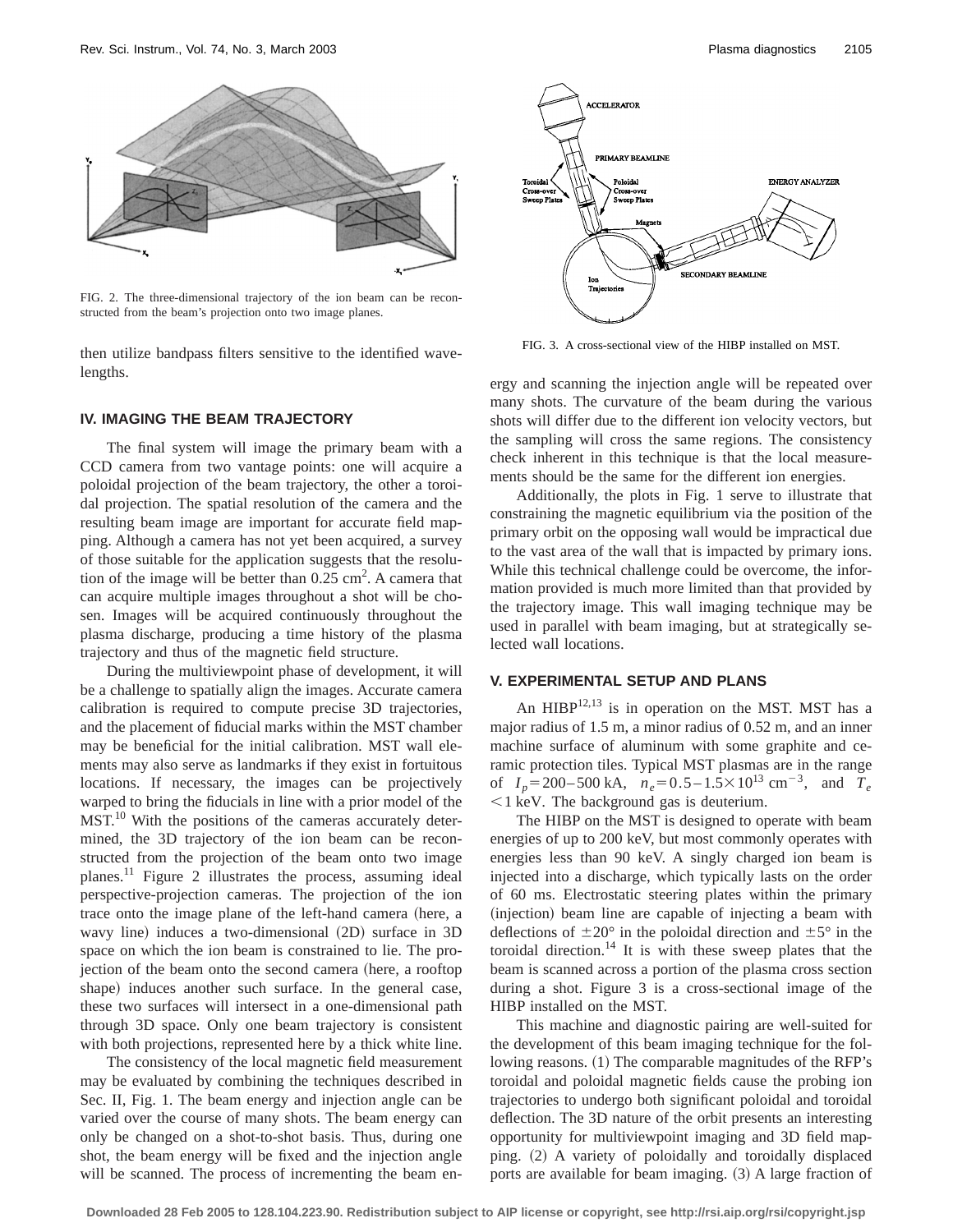FIG. 2. The three-dimensional trajectory of the ion beam can be reconstructed from the beam's projection onto two image planes.

then utilize bandpass filters sensitive to the identified wavelengths.

## IV. IMAGING THE BEAM TRAJECTORY

The final system will image the primary beam with a CCD camera from two vantage points: one will acquire a poloidal projection of the beam trajectory, the other a toroidal projection. The spatial resolution of the camera and the resulting beam image are important for accurate field mapping. Although a camera has not yet been acquired, a survey of those suitable for the application suggests that the resolution of the image will be better than 0.25 $cm^2$. A camera that can acquire multiple images throughout a shot will be chosen. Images will be acquired continuously throughout the plasma discharge, producing a time history of the plasma trajectory and thus of the magnetic field structure.

During the multiviewpoint phase of development, it will be a challenge to spatially align the images. Accurate camera calibration is required to compute precise 3D trajectories, and the placement of fiducial marks within the MST chamber may be beneficial for the initial calibration. MST wall elements may also serve as landmarks if they exist in fortuitous locations. If necessary, the images can be projectively warped to bring the fiducials in line with a prior model of the MST.[10] With the positions of the cameras accurately determined, the 3D trajectory of the ion beam can be reconstructed from the projection of the beam onto two image planes.[11] Figure 2 illustrates the process, assuming ideal perspective-projection cameras. The projection of the ion trace onto the image plane of the left-hand camera (here, a wavy line) induces a two-dimensional (2D) surface in 3D space on which the ion beam is constrained to lie. The projection of the beam onto the second camera (here, a rooftop shape) induces another such surface. In the general case, these two surfaces will intersect in a one-dimensional path through 3D space. Only one beam trajectory is consistent with both projections, represented here by a thick white line.

The consistency of the local magnetic field measurement may be evaluated by combining the techniques described in Sec. II, Fig. 1. The beam energy and injection angle can be varied over the course of many shots. The beam energy can only be changed on a shot-to-shot basis. Thus, during one shot, the beam energy will be fixed and the injection angle will be scanned. The process of incrementing the beam energy and scanning the injection angle will be repeated over many shots. The curvature of the beam during the various shots will differ due to the different ion velocity vectors, but the sampling will cross the same regions. The consistency check inherent in this technique is that the local measurements should be the same for the different ion energies.

Additionally, the plots in Fig. 1 serve to illustrate that constraining the magnetic equilibrium via the position of the primary orbit on the opposing wall would be impractical due to the vast area of the wall that is impacted by primary ions. While this technical challenge could be overcome, the information provided is much more limited than that provided by the trajectory image. This wall imaging technique may be used in parallel with beam imaging, but at strategically selected wall locations.

FIG. 3. A cross-sectional view of the HIBP installed on MST.

## V. EXPERIMENTAL SETUP AND PLANS

An HIBP[12,13] is in operation on the MST. MST has a major radius of 1.5 m, a minor radius of 0.52 m, and an inner machine surface of aluminum with some graphite and ceramic protection tiles. Typical MST plasmas are in the range of $I_p = 200–500$ kA, $n_e = 0.5–1.5 \times 10^{13}$ $cm^{-3}$, and $T_e < 1$ keV. The background gas is deuterium.

The HIBP on the MST is designed to operate with beam energies of up to 200 keV, but most commonly operates with energies less than 90 keV. A singly charged ion beam is injected into a discharge, which typically lasts on the order of 60 ms. Electrostatic steering plates within the primary (injection) beam line are capable of injecting a beam with deflections of $\pm 20°$ in the poloidal direction and $\pm 5°$ in the toroidal direction.[14] It is with these sweep plates that the beam is scanned across a portion of the plasma cross section during a shot. Figure 3 is a cross-sectional image of the HIBP installed on the MST.

This machine and diagnostic pairing are well-suited for the development of this beam imaging technique for the following reasons. (1) The comparable magnitudes of the RFP's toroidal and poloidal magnetic fields cause the probing ion trajectories to undergo both significant poloidal and toroidal deflection. The 3D nature of the orbit presents an interesting opportunity for multiviewpoint imaging and 3D field mapping. (2) A variety of poloidally and toroidally displaced ports are available for beam imaging. (3) A large fraction of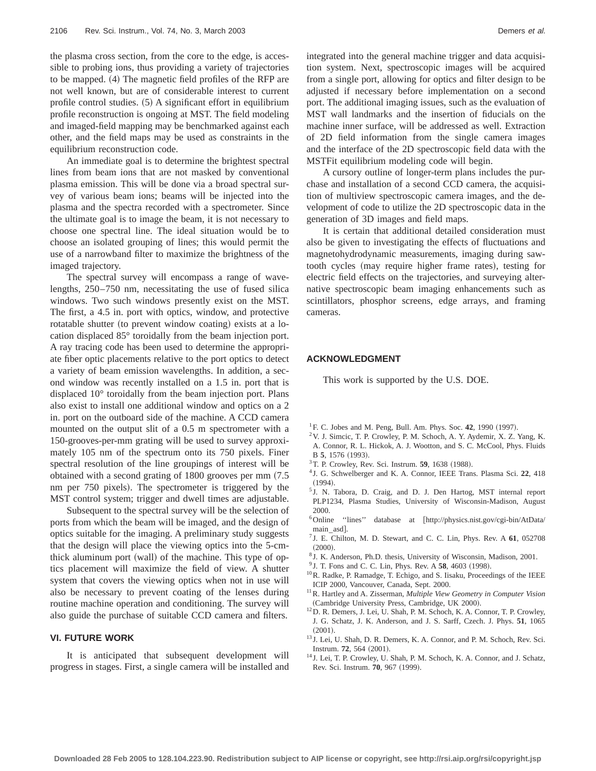the plasma cross section, from the core to the edge, is accessible to probing ions, thus providing a variety of trajectories to be mapped. (4) The magnetic field profiles of the RFP are not well known, but are of considerable interest to current profile control studies. (5) A significant effort in equilibrium profile reconstruction is ongoing at MST. The field modeling and imaged-field mapping may be benchmarked against each other, and the field maps may be used as constraints in the equilibrium reconstruction code.

An immediate goal is to determine the brightest spectral lines from beam ions that are not masked by conventional plasma emission. This will be done via a broad spectral survey of various beam ions; beams will be injected into the plasma and the spectra recorded with a spectrometer. Since the ultimate goal is to image the beam, it is not necessary to choose one spectral line. The ideal situation would be to choose an isolated grouping of lines; this would permit the use of a narrowband filter to maximize the brightness of the imaged trajectory.

The spectral survey will encompass a range of wavelengths, 250–750 nm, necessitating the use of fused silica windows. Two such windows presently exist on the MST. The first, a 4.5 in. port with optics, window, and protective rotatable shutter (to prevent window coating) exists at a location displaced 85° toroidally from the beam injection port. A ray tracing code has been used to determine the appropriate fiber optic placements relative to the port optics to detect a variety of beam emission wavelengths. In addition, a second window was recently installed on a 1.5 in. port that is displaced 10° toroidally from the beam injection port. Plans also exist to install one additional window and optics on a 2 in. port on the outboard side of the machine. A CCD camera mounted on the output slit of a 0.5 m spectrometer with a 150-grooves-per-mm grating will be used to survey approximately 105 nm of the spectrum onto its 750 pixels. Finer spectral resolution of the line groupings of interest will be obtained with a second grating of 1800 grooves per mm (7.5 nm per 750 pixels). The spectrometer is triggered by the MST control system; trigger and dwell times are adjustable.

Subsequent to the spectral survey will be the selection of ports from which the beam will be imaged, and the design of optics suitable for the imaging. A preliminary study suggests that the design will place the viewing optics into the 5-cm-thick aluminum port (wall) of the machine. This type of optics placement will maximize the field of view. A shutter system that covers the viewing optics when not in use will also be necessary to prevent coating of the lenses during routine machine operation and conditioning. The survey will also guide the purchase of suitable CCD camera and filters.

## VI. FUTURE WORK

It is anticipated that subsequent development will progress in stages. First, a single camera will be installed and integrated into the general machine trigger and data acquisition system. Next, spectroscopic images will be acquired from a single port, allowing for optics and filter design to be adjusted if necessary before implementation on a second port. The additional imaging issues, such as the evaluation of MST wall landmarks and the insertion of fiducials on the machine inner surface, will be addressed as well. Extraction of 2D field information from the single camera images and the interface of the 2D spectroscopic field data with the MSTFit equilibrium modeling code will begin.

A cursory outline of longer-term plans includes the purchase and installation of a second CCD camera, the acquisition of multiview spectroscopic camera images, and the development of code to utilize the 2D spectroscopic data in the generation of 3D images and field maps.

It is certain that additional detailed consideration must also be given to investigating the effects of fluctuations and magnetohydrodynamic measurements, imaging during sawtooth cycles (may require higher frame rates), testing for electric field effects on the trajectories, and surveying alternative spectroscopic beam imaging enhancements such as scintillators, phosphor screens, edge arrays, and framing cameras.

## ACKNOWLEDGMENT

This work is supported by the U.S. DOE.

[1] F. C. Jobes and M. Peng, Bull. Am. Phys. Soc. **42**, 1990 (1997).
[2] V. J. Simcic, T. P. Crowley, P. M. Schoch, A. Y. Aydemir, X. Z. Yang, K. A. Connor, R. L. Hickok, A. J. Wootton, and S. C. McCool, Phys. Fluids B **5**, 1576 (1993).
[3] T. P. Crowley, Rev. Sci. Instrum. **59**, 1638 (1988).
[4] J. G. Schwelberger and K. A. Connor, IEEE Trans. Plasma Sci. **22**, 418 (1994).
[5] J. N. Tabora, D. Craig, and D. J. Den Hartog, MST internal report PLP1234, Plasma Studies, University of Wisconsin-Madison, August 2000.
[6] Online ''lines'' database at [http://physics.nist.gov/cgi-bin/AtData/main_asd].
[7] J. E. Chilton, M. D. Stewart, and C. C. Lin, Phys. Rev. A **61**, 052708 (2000).
[8] J. K. Anderson, Ph.D. thesis, University of Wisconsin, Madison, 2001.
[9] J. T. Fons and C. C. Lin, Phys. Rev. A **58**, 4603 (1998).
[10] R. Radke, P. Ramadge, T. Echigo, and S. Iisaku, Proceedings of the IEEE ICIP 2000, Vancouver, Canada, Sept. 2000.
[11] R. Hartley and A. Zisserman, *Multiple View Geometry in Computer Vision* (Cambridge University Press, Cambridge, UK 2000).
[12] D. R. Demers, J. Lei, U. Shah, P. M. Schoch, K. A. Connor, T. P. Crowley, J. G. Schatz, J. K. Anderson, and J. S. Sarff, Czech. J. Phys. **51**, 1065 (2001).
[13] J. Lei, U. Shah, D. R. Demers, K. A. Connor, and P. M. Schoch, Rev. Sci. Instrum. **72**, 564 (2001).
[14] J. Lei, T. P. Crowley, U. Shah, P. M. Schoch, K. A. Connor, and J. Schatz, Rev. Sci. Instrum. **70**, 967 (1999).